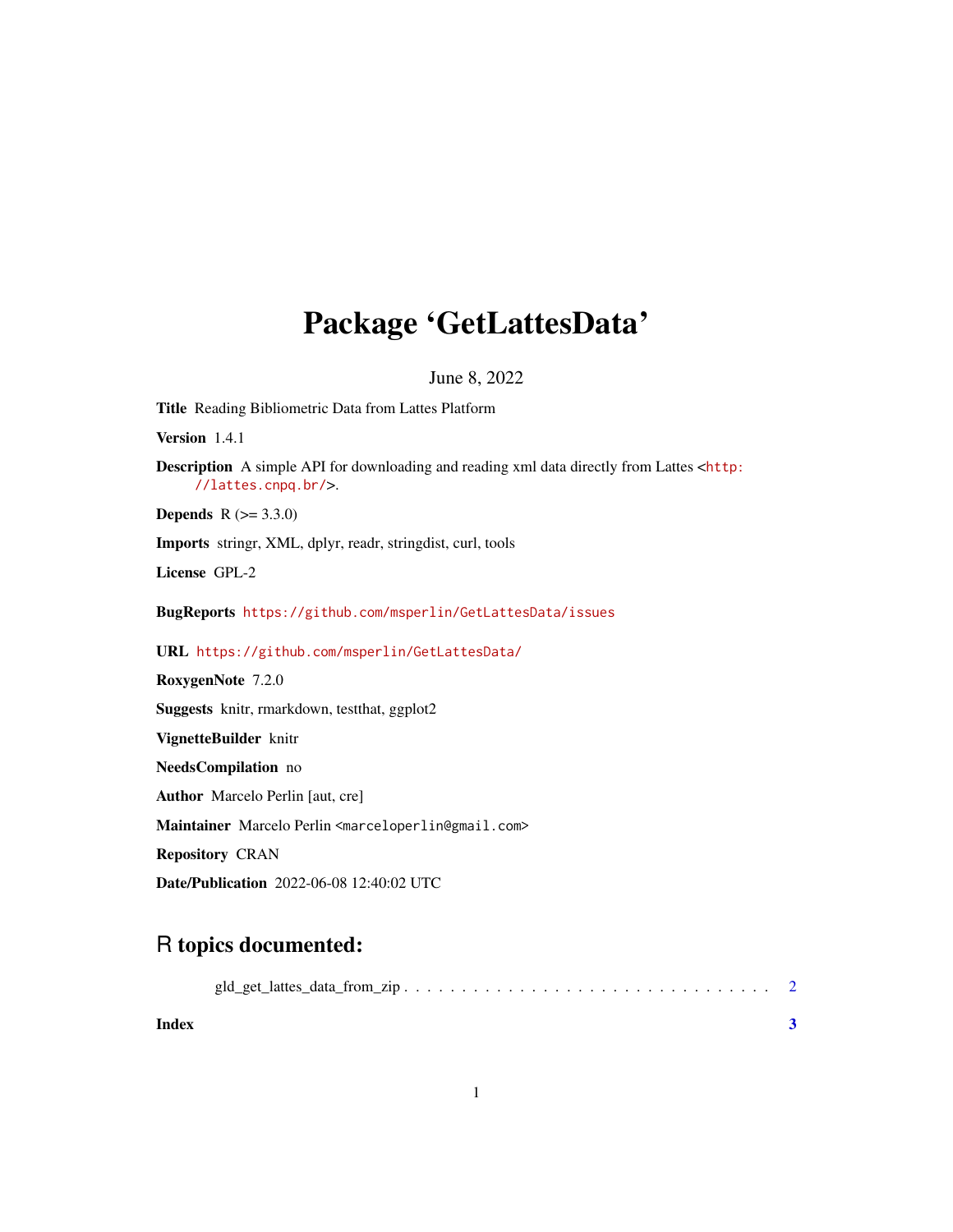# Package 'GetLattesData'

June 8, 2022

**Title** Reading Bibliometric Data from Lattes Platform

**Version** 1.4.1

**Description** A simple API for downloading and reading xml data directly from Lattes <http://lattes.cnpq.br/>.

**Depends** R (>= 3.3.0)

**Imports** stringr, XML, dplyr, readr, stringdist, curl, tools

**License** GPL-2

**BugReports** https://github.com/msperlin/GetLattesData/issues

**URL** https://github.com/msperlin/GetLattesData/

**RoxygenNote** 7.2.0

**Suggests** knitr, rmarkdown, testthat, ggplot2

**VignetteBuilder** knitr

**NeedsCompilation** no

**Author** Marcelo Perlin [aut, cre]

**Maintainer** Marcelo Perlin <marceloperlin@gmail.com>

**Repository** CRAN

**Date/Publication** 2022-06-08 12:40:02 UTC

## R topics documented:

gld_get_lattes_data_from_zip . . . . . . . . . . . . . . . . . . . . . . . . . . . . . . . 2

**Index** **3**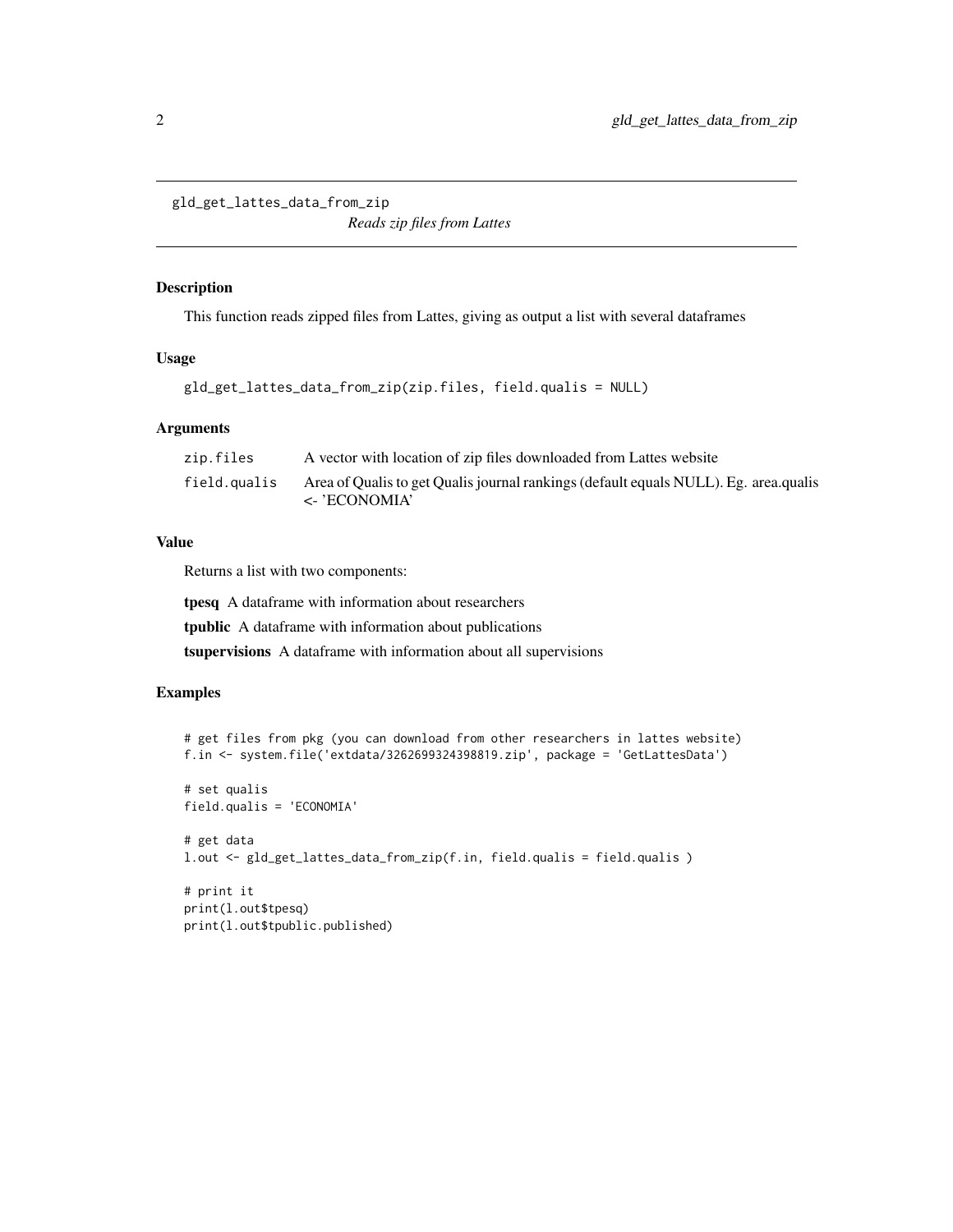## gld_get_lattes_data_from_zip

*Reads zip files from Lattes*

### Description

This function reads zipped files from Lattes, giving as output a list with several dataframes

### Usage

```
gld_get_lattes_data_from_zip(zip.files, field.qualis = NULL)
```

### Arguments

| | |
|---|---|
| zip.files | A vector with location of zip files downloaded from Lattes website |
| field.qualis | Area of Qualis to get Qualis journal rankings (default equals NULL). Eg. area.qualis <- 'ECONOMIA' |

### Value

Returns a list with two components:

**tpesq** A dataframe with information about researchers

**tpublic** A dataframe with information about publications

**tsupervisions** A dataframe with information about all supervisions

### Examples

```
# get files from pkg (you can download from other researchers in lattes website)
f.in <- system.file('extdata/3262699324398819.zip', package = 'GetLattesData')

# set qualis
field.qualis = 'ECONOMIA'

# get data
l.out <- gld_get_lattes_data_from_zip(f.in, field.qualis = field.qualis )

# print it
print(l.out$tpesq)
print(l.out$tpublic.published)
```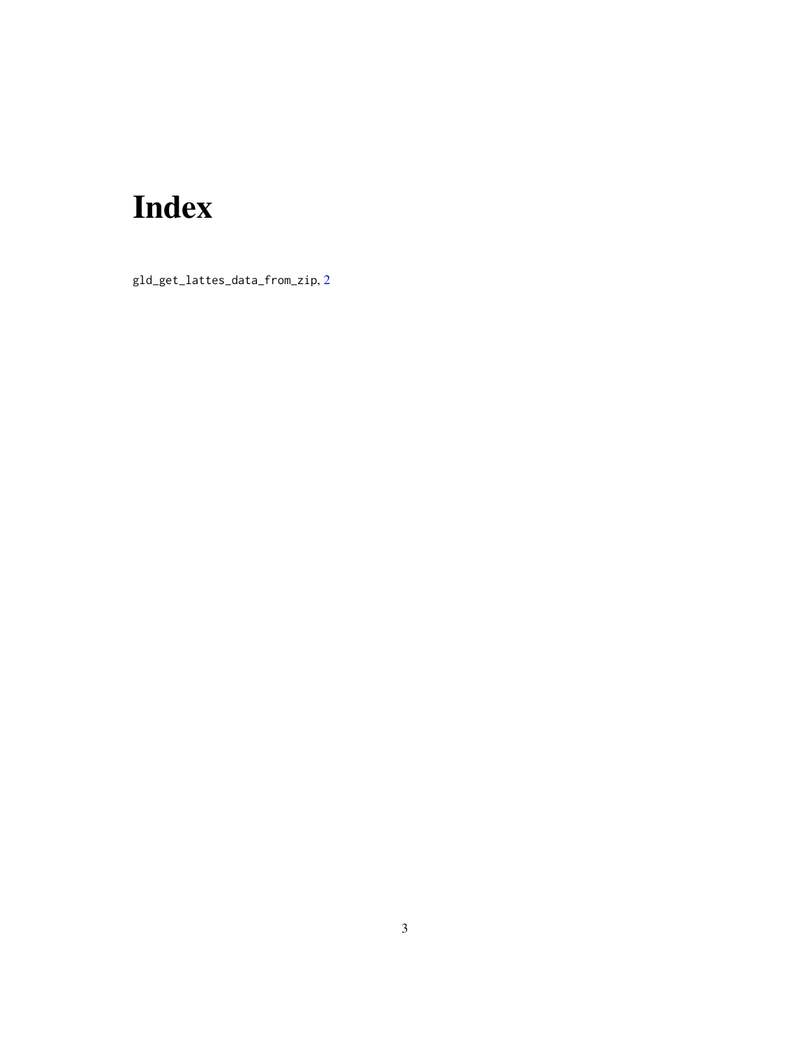# Index

gld_get_lattes_data_from_zip, 2